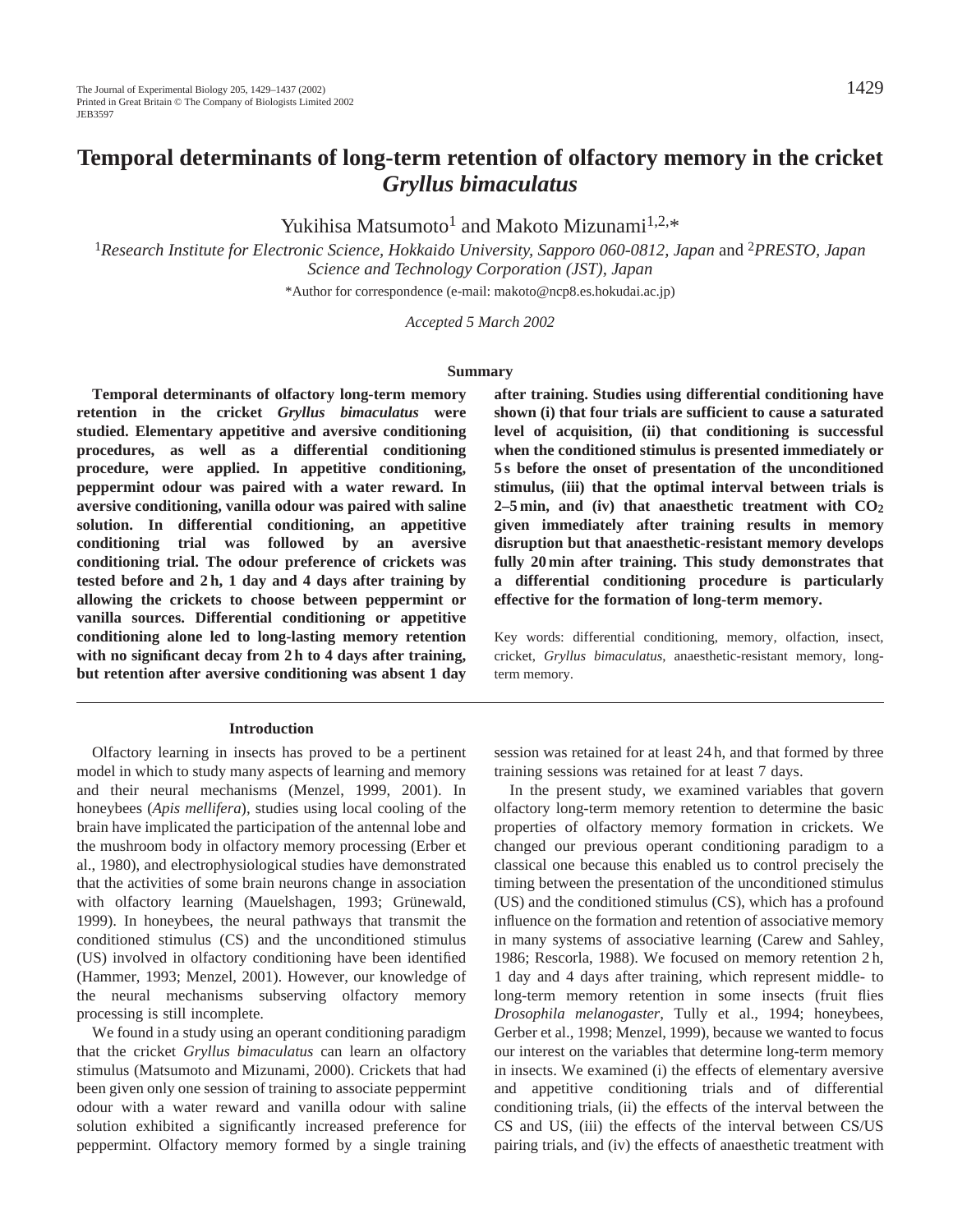# Temporal determinants of long-term retention of olfactory memory in the cricket *Gryllus bimaculatus*

Yukihisa Matsumoto[1] and Makoto Mizunami[1,2,*]

[1]*Research Institute for Electronic Science, Hokkaido University, Sapporo 060-0812, Japan* and [2]*PRESTO, Japan Science and Technology Corporation (JST), Japan*

*Author for correspondence (e-mail: makoto@ncp8.es.hokudai.ac.jp)

*Accepted 5 March 2002*

## Summary

**Temporal determinants of olfactory long-term memory retention in the cricket *Gryllus bimaculatus* were studied. Elementary appetitive and aversive conditioning procedures, as well as a differential conditioning procedure, were applied. In appetitive conditioning, peppermint odour was paired with a water reward. In aversive conditioning, vanilla odour was paired with saline solution. In differential conditioning, an appetitive conditioning trial was followed by an aversive conditioning trial. The odour preference of crickets was tested before and 2 h, 1 day and 4 days after training by allowing the crickets to choose between peppermint or vanilla sources. Differential conditioning or appetitive conditioning alone led to long-lasting memory retention with no significant decay from 2 h to 4 days after training, but retention after aversive conditioning was absent 1 day after training. Studies using differential conditioning have shown (i) that four trials are sufficient to cause a saturated level of acquisition, (ii) that conditioning is successful when the conditioned stimulus is presented immediately or 5 s before the onset of presentation of the unconditioned stimulus, (iii) that the optimal interval between trials is 2–5 min, and (iv) that anaesthetic treatment with $CO_2$ given immediately after training results in memory disruption but that anaesthetic-resistant memory develops fully 20 min after training. This study demonstrates that a differential conditioning procedure is particularly effective for the formation of long-term memory.**

Key words: differential conditioning, memory, olfaction, insect, cricket, *Gryllus bimaculatus*, anaesthetic-resistant memory, long-term memory.

## Introduction

Olfactory learning in insects has proved to be a pertinent model in which to study many aspects of learning and memory and their neural mechanisms (Menzel, 1999, 2001). In honeybees (*Apis mellifera*), studies using local cooling of the brain have implicated the participation of the antennal lobe and the mushroom body in olfactory memory processing (Erber et al., 1980), and electrophysiological studies have demonstrated that the activities of some brain neurons change in association with olfactory learning (Mauelshagen, 1993; Grünewald, 1999). In honeybees, the neural pathways that transmit the conditioned stimulus (CS) and the unconditioned stimulus (US) involved in olfactory conditioning have been identified (Hammer, 1993; Menzel, 2001). However, our knowledge of the neural mechanisms subserving olfactory memory processing is still incomplete.

We found in a study using an operant conditioning paradigm that the cricket *Gryllus bimaculatus* can learn an olfactory stimulus (Matsumoto and Mizunami, 2000). Crickets that had been given only one session of training to associate peppermint odour with a water reward and vanilla odour with saline solution exhibited a significantly increased preference for peppermint. Olfactory memory formed by a single training session was retained for at least 24 h, and that formed by three training sessions was retained for at least 7 days.

In the present study, we examined variables that govern olfactory long-term memory retention to determine the basic properties of olfactory memory formation in crickets. We changed our previous operant conditioning paradigm to a classical one because this enabled us to control precisely the timing between the presentation of the unconditioned stimulus (US) and the conditioned stimulus (CS), which has a profound influence on the formation and retention of associative memory in many systems of associative learning (Carew and Sahley, 1986; Rescorla, 1988). We focused on memory retention 2 h, 1 day and 4 days after training, which represent middle- to long-term memory retention in some insects (fruit flies *Drosophila melanogaster*, Tully et al., 1994; honeybees, Gerber et al., 1998; Menzel, 1999), because we wanted to focus our interest on the variables that determine long-term memory in insects. We examined (i) the effects of elementary aversive and appetitive conditioning trials and of differential conditioning trials, (ii) the effects of the interval between the CS and US, (iii) the effects of the interval between CS/US pairing trials, and (iv) the effects of anaesthetic treatment with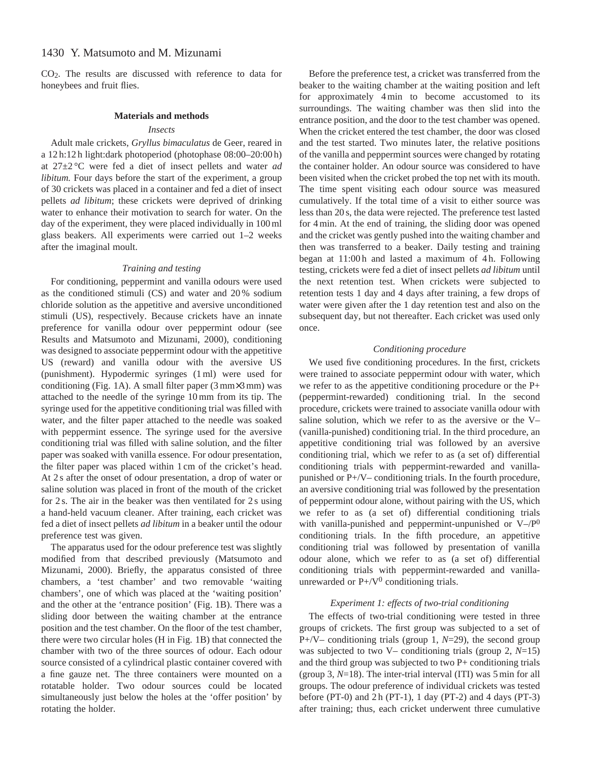$CO_2$. The results are discussed with reference to data for honeybees and fruit flies.

## Materials and methods

### *Insects*

Adult male crickets, *Gryllus bimaculatus* de Geer, reared in a 12 h:12 h light:dark photoperiod (photophase 08:00–20:00 h) at 27±2 °C were fed a diet of insect pellets and water *ad libitum.* Four days before the start of the experiment, a group of 30 crickets was placed in a container and fed a diet of insect pellets *ad libitum*; these crickets were deprived of drinking water to enhance their motivation to search for water. On the day of the experiment, they were placed individually in 100 ml glass beakers. All experiments were carried out 1–2 weeks after the imaginal moult.

### *Training and testing*

For conditioning, peppermint and vanilla odours were used as the conditioned stimuli (CS) and water and 20 % sodium chloride solution as the appetitive and aversive unconditioned stimuli (US), respectively. Because crickets have an innate preference for vanilla odour over peppermint odour (see Results and Matsumoto and Mizunami, 2000), conditioning was designed to associate peppermint odour with the appetitive US (reward) and vanilla odour with the aversive US (punishment). Hypodermic syringes (1 ml) were used for conditioning (Fig. 1A). A small filter paper (3 mm×3 mm) was attached to the needle of the syringe 10 mm from its tip. The syringe used for the appetitive conditioning trial was filled with water, and the filter paper attached to the needle was soaked with peppermint essence. The syringe used for the aversive conditioning trial was filled with saline solution, and the filter paper was soaked with vanilla essence. For odour presentation, the filter paper was placed within 1 cm of the cricket's head. At 2 s after the onset of odour presentation, a drop of water or saline solution was placed in front of the mouth of the cricket for 2 s. The air in the beaker was then ventilated for 2 s using a hand-held vacuum cleaner. After training, each cricket was fed a diet of insect pellets *ad libitum* in a beaker until the odour preference test was given.

The apparatus used for the odour preference test was slightly modified from that described previously (Matsumoto and Mizunami, 2000). Briefly, the apparatus consisted of three chambers, a 'test chamber' and two removable 'waiting chambers', one of which was placed at the 'waiting position' and the other at the 'entrance position' (Fig. 1B). There was a sliding door between the waiting chamber at the entrance position and the test chamber. On the floor of the test chamber, there were two circular holes (H in Fig. 1B) that connected the chamber with two of the three sources of odour. Each odour source consisted of a cylindrical plastic container covered with a fine gauze net. The three containers were mounted on a rotatable holder. Two odour sources could be located simultaneously just below the holes at the 'offer position' by rotating the holder.

Before the preference test, a cricket was transferred from the beaker to the waiting chamber at the waiting position and left for approximately 4 min to become accustomed to its surroundings. The waiting chamber was then slid into the entrance position, and the door to the test chamber was opened. When the cricket entered the test chamber, the door was closed and the test started. Two minutes later, the relative positions of the vanilla and peppermint sources were changed by rotating the container holder. An odour source was considered to have been visited when the cricket probed the top net with its mouth. The time spent visiting each odour source was measured cumulatively. If the total time of a visit to either source was less than 20 s, the data were rejected. The preference test lasted for 4 min. At the end of training, the sliding door was opened and the cricket was gently pushed into the waiting chamber and then was transferred to a beaker. Daily testing and training began at 11:00 h and lasted a maximum of 4 h. Following testing, crickets were fed a diet of insect pellets *ad libitum* until the next retention test. When crickets were subjected to retention tests 1 day and 4 days after training, a few drops of water were given after the 1 day retention test and also on the subsequent day, but not thereafter. Each cricket was used only once.

### *Conditioning procedure*

We used five conditioning procedures. In the first, crickets were trained to associate peppermint odour with water, which we refer to as the appetitive conditioning procedure or the P+ (peppermint-rewarded) conditioning trial. In the second procedure, crickets were trained to associate vanilla odour with saline solution, which we refer to as the aversive or the V– (vanilla-punished) conditioning trial. In the third procedure, an appetitive conditioning trial was followed by an aversive conditioning trial, which we refer to as (a set of) differential conditioning trials with peppermint-rewarded and vanilla-punished or P+/V– conditioning trials. In the fourth procedure, an aversive conditioning trial was followed by the presentation of peppermint odour alone, without pairing with the US, which we refer to as (a set of) differential conditioning trials with vanilla-punished and peppermint-unpunished or V–/$P^0$ conditioning trials. In the fifth procedure, an appetitive conditioning trial was followed by presentation of vanilla odour alone, which we refer to as (a set of) differential conditioning trials with peppermint-rewarded and vanilla-unrewarded or P+/$V^0$ conditioning trials.

### *Experiment 1: effects of two-trial conditioning*

The effects of two-trial conditioning were tested in three groups of crickets. The first group was subjected to a set of P+/V– conditioning trials (group 1, $N$=29), the second group was subjected to two V– conditioning trials (group 2, $N$=15) and the third group was subjected to two P+ conditioning trials (group 3, $N$=18). The inter-trial interval (ITI) was 5 min for all groups. The odour preference of individual crickets was tested before (PT-0) and 2 h (PT-1), 1 day (PT-2) and 4 days (PT-3) after training; thus, each cricket underwent three cumulative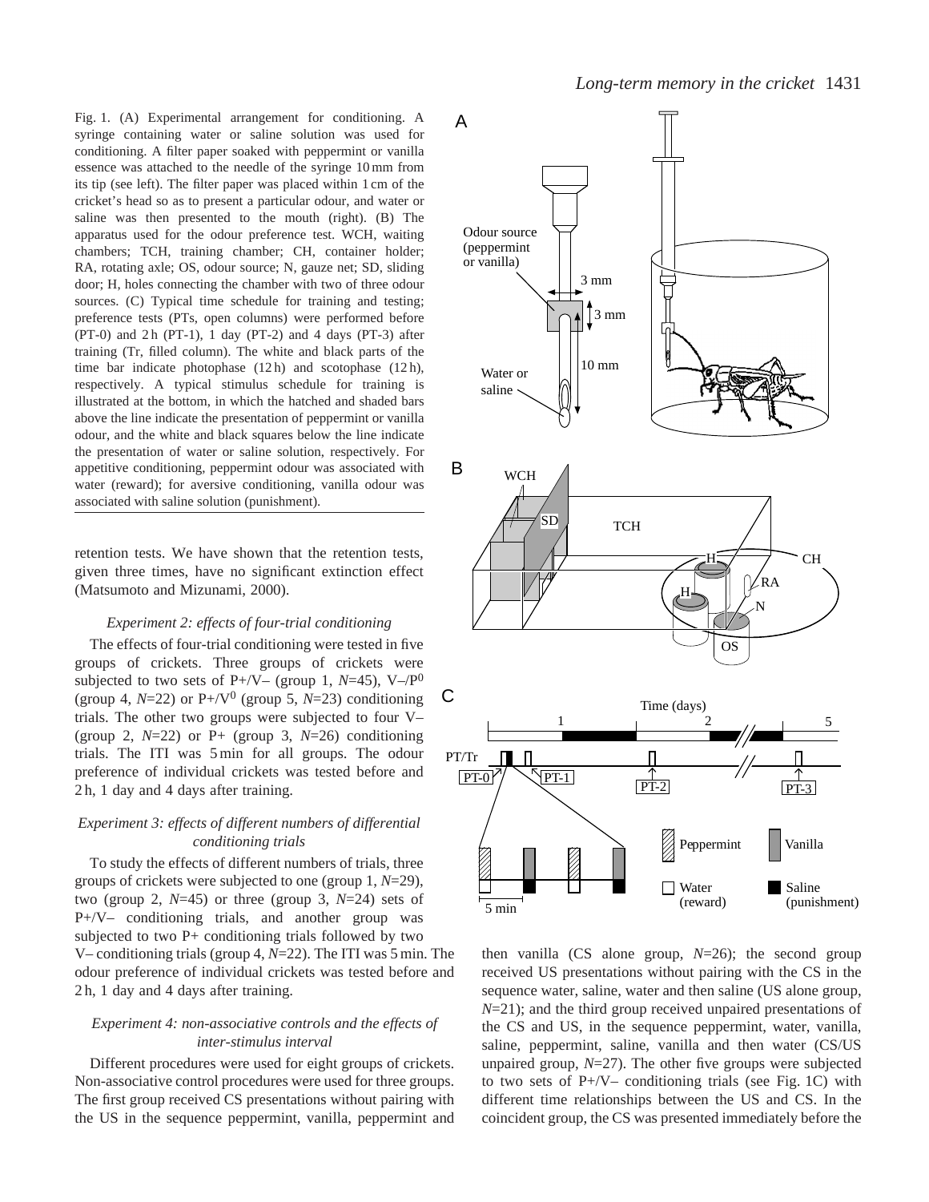Fig. 1. (A) Experimental arrangement for conditioning. A syringe containing water or saline solution was used for conditioning. A filter paper soaked with peppermint or vanilla essence was attached to the needle of the syringe 10 mm from its tip (see left). The filter paper was placed within 1 cm of the cricket's head so as to present a particular odour, and water or saline was then presented to the mouth (right). (B) The apparatus used for the odour preference test. WCH, waiting chambers; TCH, training chamber; CH, container holder; RA, rotating axle; OS, odour source; N, gauze net; SD, sliding door; H, holes connecting the chamber with two of three odour sources. (C) Typical time schedule for training and testing; preference tests (PTs, open columns) were performed before (PT-0) and 2 h (PT-1), 1 day (PT-2) and 4 days (PT-3) after training (Tr, filled column). The white and black parts of the time bar indicate photophase (12 h) and scotophase (12 h), respectively. A typical stimulus schedule for training is illustrated at the bottom, in which the hatched and shaded bars above the line indicate the presentation of peppermint or vanilla odour, and the white and black squares below the line indicate the presentation of water or saline solution, respectively. For appetitive conditioning, peppermint odour was associated with water (reward); for aversive conditioning, vanilla odour was associated with saline solution (punishment).

retention tests. We have shown that the retention tests, given three times, have no significant extinction effect (Matsumoto and Mizunami, 2000).

### *Experiment 2: effects of four-trial conditioning*

The effects of four-trial conditioning were tested in five groups of crickets. Three groups of crickets were subjected to two sets of P+/V– (group 1, *N*=45), V–/P$^0$ (group 4, *N*=22) or P+/V$^0$ (group 5, *N*=23) conditioning trials. The other two groups were subjected to four V– (group 2, *N*=22) or P+ (group 3, *N*=26) conditioning trials. The ITI was 5 min for all groups. The odour preference of individual crickets was tested before and 2 h, 1 day and 4 days after training.

### *Experiment 3: effects of different numbers of differential conditioning trials*

To study the effects of different numbers of trials, three groups of crickets were subjected to one (group 1, *N*=29), two (group 2, *N*=45) or three (group 3, *N*=24) sets of P+/V– conditioning trials, and another group was subjected to two P+ conditioning trials followed by two V– conditioning trials (group 4, *N*=22). The ITI was 5 min. The odour preference of individual crickets was tested before and 2 h, 1 day and 4 days after training.

### *Experiment 4: non-associative controls and the effects of inter-stimulus interval*

Different procedures were used for eight groups of crickets. Non-associative control procedures were used for three groups. The first group received CS presentations without pairing with the US in the sequence peppermint, vanilla, peppermint and then vanilla (CS alone group, *N*=26); the second group received US presentations without pairing with the CS in the sequence water, saline, water and then saline (US alone group, *N*=21); and the third group received unpaired presentations of the CS and US, in the sequence peppermint, water, vanilla, saline, peppermint, saline, vanilla and then water (CS/US unpaired group, *N*=27). The other five groups were subjected to two sets of P+/V– conditioning trials (see Fig. 1C) with different time relationships between the US and CS. In the coincident group, the CS was presented immediately before the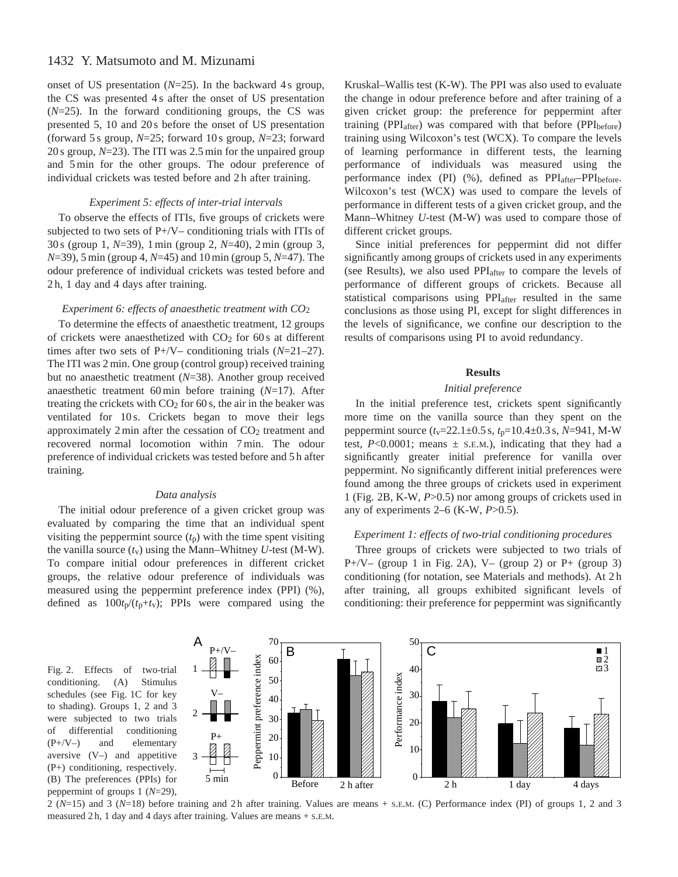onset of US presentation ($N$=25). In the backward 4 s group, the CS was presented 4 s after the onset of US presentation ($N$=25). In the forward conditioning groups, the CS was presented 5, 10 and 20 s before the onset of US presentation (forward 5 s group, $N$=25; forward 10 s group, $N$=23; forward 20 s group, $N$=23). The ITI was 2.5 min for the unpaired group and 5 min for the other groups. The odour preference of individual crickets was tested before and 2 h after training.

### *Experiment 5: effects of inter-trial intervals*

To observe the effects of ITIs, five groups of crickets were subjected to two sets of P+/V– conditioning trials with ITIs of 30 s (group 1, $N$=39), 1 min (group 2, $N$=40), 2 min (group 3, $N$=39), 5 min (group 4, $N$=45) and 10 min (group 5, $N$=47). The odour preference of individual crickets was tested before and 2 h, 1 day and 4 days after training.

### *Experiment 6: effects of anaesthetic treatment with $CO_2$*

To determine the effects of anaesthetic treatment, 12 groups of crickets were anaesthetized with $CO_2$ for 60 s at different times after two sets of P+/V– conditioning trials ($N$=21–27). The ITI was 2 min. One group (control group) received training but no anaesthetic treatment ($N$=38). Another group received anaesthetic treatment 60 min before training ($N$=17). After treating the crickets with $CO_2$ for 60 s, the air in the beaker was ventilated for 10 s. Crickets began to move their legs approximately 2 min after the cessation of $CO_2$ treatment and recovered normal locomotion within 7 min. The odour preference of individual crickets was tested before and 5 h after training.

### *Data analysis*

The initial odour preference of a given cricket group was evaluated by comparing the time that an individual spent visiting the peppermint source ($t_p$) with the time spent visiting the vanilla source ($t_v$) using the Mann–Whitney $U$-test (M-W). To compare initial odour preferences in different cricket groups, the relative odour preference of individuals was measured using the peppermint preference index (PPI) (%), defined as $100t_p/(t_p+t_v)$; PPIs were compared using the Kruskal–Wallis test (K-W). The PPI was also used to evaluate the change in odour preference before and after training of a given cricket group: the preference for peppermint after training ($PPI_{after}$) was compared with that before ($PPI_{before}$) training using Wilcoxon's test (WCX). To compare the levels of learning performance in different tests, the learning performance of individuals was measured using the performance index (PI) (%), defined as $PPI_{after}$–$PPI_{before}$. Wilcoxon's test (WCX) was used to compare the levels of performance in different tests of a given cricket group, and the Mann–Whitney $U$-test (M-W) was used to compare those of different cricket groups.

Since initial preferences for peppermint did not differ significantly among groups of crickets used in any experiments (see Results), we also used $PPI_{after}$ to compare the levels of performance of different groups of crickets. Because all statistical comparisons using $PPI_{after}$ resulted in the same conclusions as those using PI, except for slight differences in the levels of significance, we confine our description to the results of comparisons using PI to avoid redundancy.

## Results

### *Initial preference*

In the initial preference test, crickets spent significantly more time on the vanilla source than they spent on the peppermint source ($t_v$=22.1±0.5 s, $t_p$=10.4±0.3 s, $N$=941, M-W test, $P$<0.0001; means ± S.E.M.), indicating that they had a significantly greater initial preference for vanilla over peppermint. No significantly different initial preferences were found among the three groups of crickets used in experiment 1 (Fig. 2B, K-W, $P$>0.5) nor among groups of crickets used in any of experiments 2–6 (K-W, $P$>0.5).

### *Experiment 1: effects of two-trial conditioning procedures*

Three groups of crickets were subjected to two trials of P+/V– (group 1 in Fig. 2A), V– (group 2) or P+ (group 3) conditioning (for notation, see Materials and methods). At 2 h after training, all groups exhibited significant levels of conditioning: their preference for peppermint was significantly

Fig. 2. Effects of two-trial conditioning. (A) Stimulus schedules (see Fig. 1C for key to shading). Groups 1, 2 and 3 were subjected to two trials of differential conditioning (P+/V–) and elementary aversive (V–) and appetitive (P+) conditioning, respectively. (B) The preferences (PPIs) for peppermint of groups 1 ($N$=29), 2 ($N$=15) and 3 ($N$=18) before training and 2 h after training. Values are means + S.E.M. (C) Performance index (PI) of groups 1, 2 and 3 measured 2 h, 1 day and 4 days after training. Values are means + S.E.M.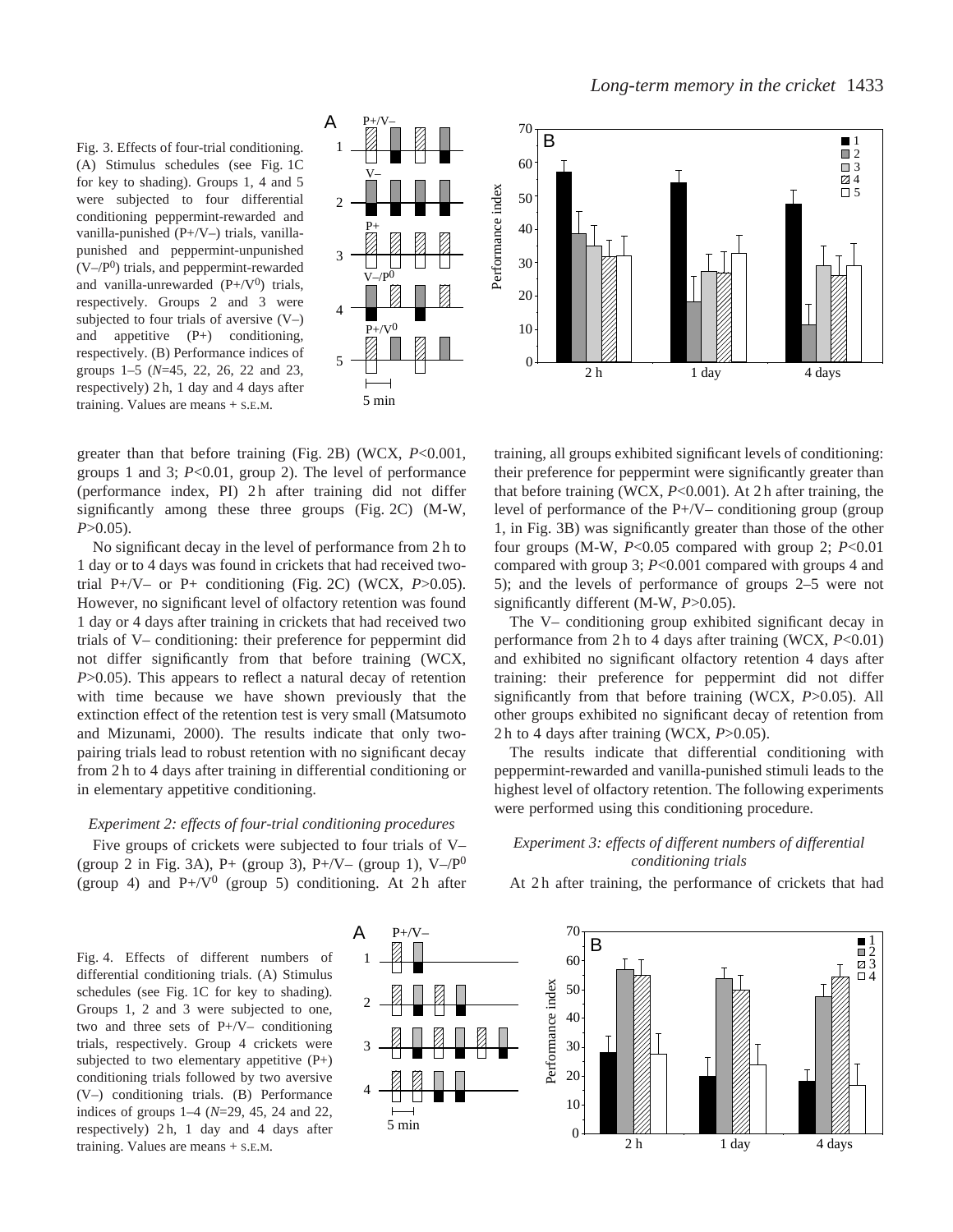Fig. 3. Effects of four-trial conditioning. (A) Stimulus schedules (see Fig. 1C for key to shading). Groups 1, 4 and 5 were subjected to four differential conditioning peppermint-rewarded and vanilla-punished (P+/V–) trials, vanilla-punished and peppermint-unpunished (V–/$P^0$) trials, and peppermint-rewarded and vanilla-unrewarded (P+/$V^0$) trials, respectively. Groups 2 and 3 were subjected to four trials of aversive (V–) and appetitive (P+) conditioning, respectively. (B) Performance indices of groups 1–5 (*N*=45, 22, 26, 22 and 23, respectively) 2 h, 1 day and 4 days after training. Values are means + S.E.M.

greater than that before training (Fig. 2B) (WCX, *P*<0.001, groups 1 and 3; *P*<0.01, group 2). The level of performance (performance index, PI) 2 h after training did not differ significantly among these three groups (Fig. 2C) (M-W, *P*>0.05).

No significant decay in the level of performance from 2 h to 1 day or to 4 days was found in crickets that had received two-trial P+/V– or P+ conditioning (Fig. 2C) (WCX, *P*>0.05). However, no significant level of olfactory retention was found 1 day or 4 days after training in crickets that had received two trials of V– conditioning: their preference for peppermint did not differ significantly from that before training (WCX, *P*>0.05). This appears to reflect a natural decay of retention with time because we have shown previously that the extinction effect of the retention test is very small (Matsumoto and Mizunami, 2000). The results indicate that only two-pairing trials lead to robust retention with no significant decay from 2 h to 4 days after training in differential conditioning or in elementary appetitive conditioning.

### *Experiment 2: effects of four-trial conditioning procedures*

Five groups of crickets were subjected to four trials of V– (group 2 in Fig. 3A), P+ (group 3), P+/V– (group 1), V–/$P^0$ (group 4) and P+/$V^0$ (group 5) conditioning. At 2 h after training, all groups exhibited significant levels of conditioning: their preference for peppermint were significantly greater than that before training (WCX, *P*<0.001). At 2 h after training, the level of performance of the P+/V– conditioning group (group 1, in Fig. 3B) was significantly greater than those of the other four groups (M-W, *P*<0.05 compared with group 2; *P*<0.01 compared with group 3; *P*<0.001 compared with groups 4 and 5); and the levels of performance of groups 2–5 were not significantly different (M-W, *P*>0.05).

The V– conditioning group exhibited significant decay in performance from 2 h to 4 days after training (WCX, *P*<0.01) and exhibited no significant olfactory retention 4 days after training: their preference for peppermint did not differ significantly from that before training (WCX, *P*>0.05). All other groups exhibited no significant decay of retention from 2 h to 4 days after training (WCX, *P*>0.05).

The results indicate that differential conditioning with peppermint-rewarded and vanilla-punished stimuli leads to the highest level of olfactory retention. The following experiments were performed using this conditioning procedure.

### *Experiment 3: effects of different numbers of differential conditioning trials*

At 2 h after training, the performance of crickets that had

Fig. 4. Effects of different numbers of differential conditioning trials. (A) Stimulus schedules (see Fig. 1C for key to shading). Groups 1, 2 and 3 were subjected to one, two and three sets of P+/V– conditioning trials, respectively. Group 4 crickets were subjected to two elementary appetitive (P+) conditioning trials followed by two aversive (V–) conditioning trials. (B) Performance indices of groups 1–4 (*N*=29, 45, 24 and 22, respectively) 2 h, 1 day and 4 days after training. Values are means + S.E.M.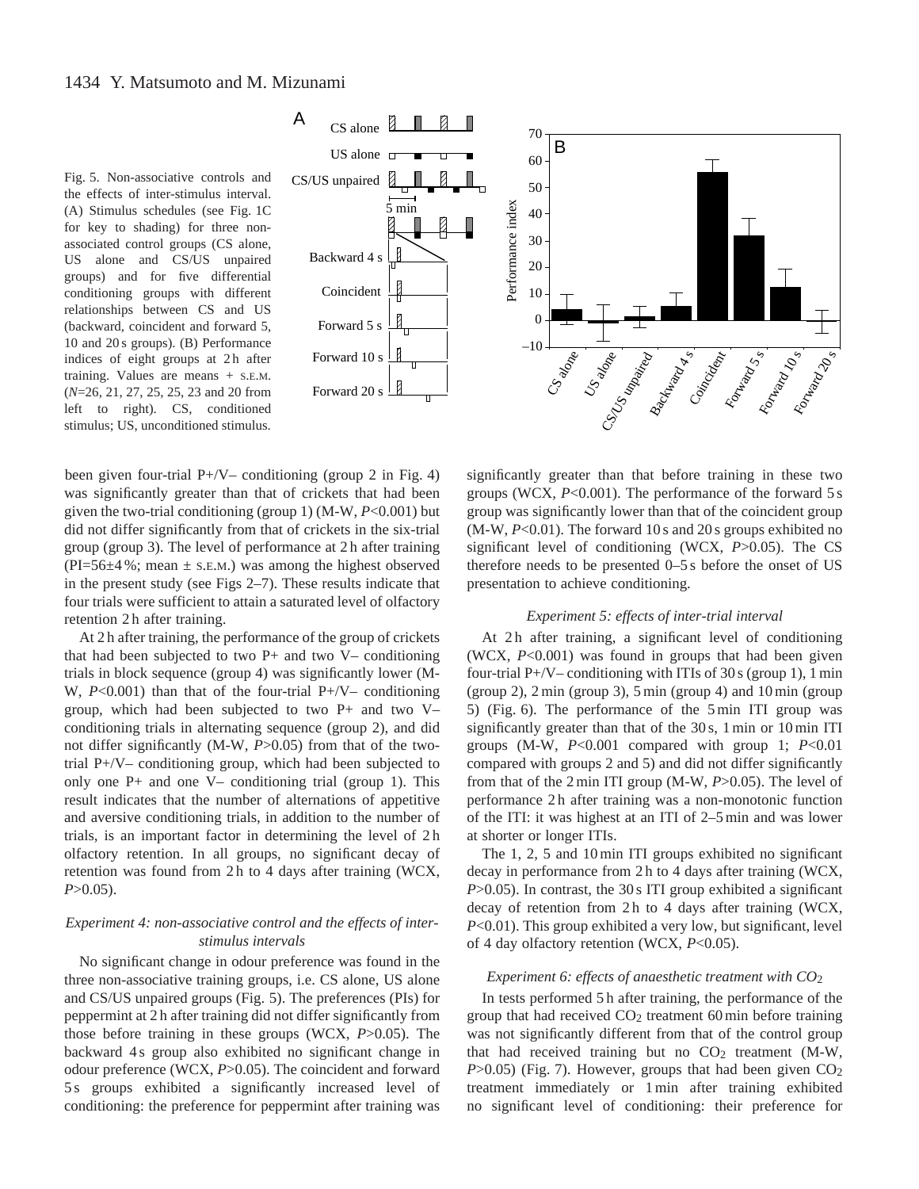Fig. 5. Non-associative controls and the effects of inter-stimulus interval. (A) Stimulus schedules (see Fig. 1C for key to shading) for three non-associated control groups (CS alone, US alone and CS/US unpaired groups) and for five differential conditioning groups with different relationships between CS and US (backward, coincident and forward 5, 10 and 20 s groups). (B) Performance indices of eight groups at 2 h after training. Values are means + S.E.M. (*N*=26, 21, 27, 25, 25, 23 and 20 from left to right). CS, conditioned stimulus; US, unconditioned stimulus.

been given four-trial P+/V– conditioning (group 2 in Fig. 4) was significantly greater than that of crickets that had been given the two-trial conditioning (group 1) (M-W, $P$<0.001) but did not differ significantly from that of crickets in the six-trial group (group 3). The level of performance at 2 h after training (PI=56±4 %; mean ± S.E.M.) was among the highest observed in the present study (see Figs 2–7). These results indicate that four trials were sufficient to attain a saturated level of olfactory retention 2 h after training.

At 2 h after training, the performance of the group of crickets that had been subjected to two P+ and two V– conditioning trials in block sequence (group 4) was significantly lower (M-W, $P$<0.001) than that of the four-trial P+/V– conditioning group, which had been subjected to two P+ and two V– conditioning trials in alternating sequence (group 2), and did not differ significantly (M-W, $P$>0.05) from that of the two-trial P+/V– conditioning group, which had been subjected to only one P+ and one V– conditioning trial (group 1). This result indicates that the number of alternations of appetitive and aversive conditioning trials, in addition to the number of trials, is an important factor in determining the level of 2 h olfactory retention. In all groups, no significant decay of retention was found from 2 h to 4 days after training (WCX, $P$>0.05).

### *Experiment 4: non-associative control and the effects of inter-stimulus intervals*

No significant change in odour preference was found in the three non-associative training groups, i.e. CS alone, US alone and CS/US unpaired groups (Fig. 5). The preferences (PIs) for peppermint at 2 h after training did not differ significantly from those before training in these groups (WCX, $P$>0.05). The backward 4 s group also exhibited no significant change in odour preference (WCX, $P$>0.05). The coincident and forward 5 s groups exhibited a significantly increased level of conditioning: the preference for peppermint after training was significantly greater than that before training in these two groups (WCX, $P$<0.001). The performance of the forward 5 s group was significantly lower than that of the coincident group (M-W, $P$<0.01). The forward 10 s and 20 s groups exhibited no significant level of conditioning (WCX, $P$>0.05). The CS therefore needs to be presented 0–5 s before the onset of US presentation to achieve conditioning.

### *Experiment 5: effects of inter-trial interval*

At 2 h after training, a significant level of conditioning (WCX, $P$<0.001) was found in groups that had been given four-trial P+/V– conditioning with ITIs of 30 s (group 1), 1 min (group 2), 2 min (group 3), 5 min (group 4) and 10 min (group 5) (Fig. 6). The performance of the 5 min ITI group was significantly greater than that of the 30 s, 1 min or 10 min ITI groups (M-W, $P$<0.001 compared with group 1; $P$<0.01 compared with groups 2 and 5) and did not differ significantly from that of the 2 min ITI group (M-W, $P$>0.05). The level of performance 2 h after training was a non-monotonic function of the ITI: it was highest at an ITI of 2–5 min and was lower at shorter or longer ITIs.

The 1, 2, 5 and 10 min ITI groups exhibited no significant decay in performance from 2 h to 4 days after training (WCX, $P$>0.05). In contrast, the 30 s ITI group exhibited a significant decay of retention from 2 h to 4 days after training (WCX, $P$<0.01). This group exhibited a very low, but significant, level of 4 day olfactory retention (WCX, $P$<0.05).

### *Experiment 6: effects of anaesthetic treatment with $CO_2$*

In tests performed 5 h after training, the performance of the group that had received $CO_2$ treatment 60 min before training was not significantly different from that of the control group that had received training but no $CO_2$ treatment (M-W, $P$>0.05) (Fig. 7). However, groups that had been given $CO_2$ treatment immediately or 1 min after training exhibited no significant level of conditioning: their preference for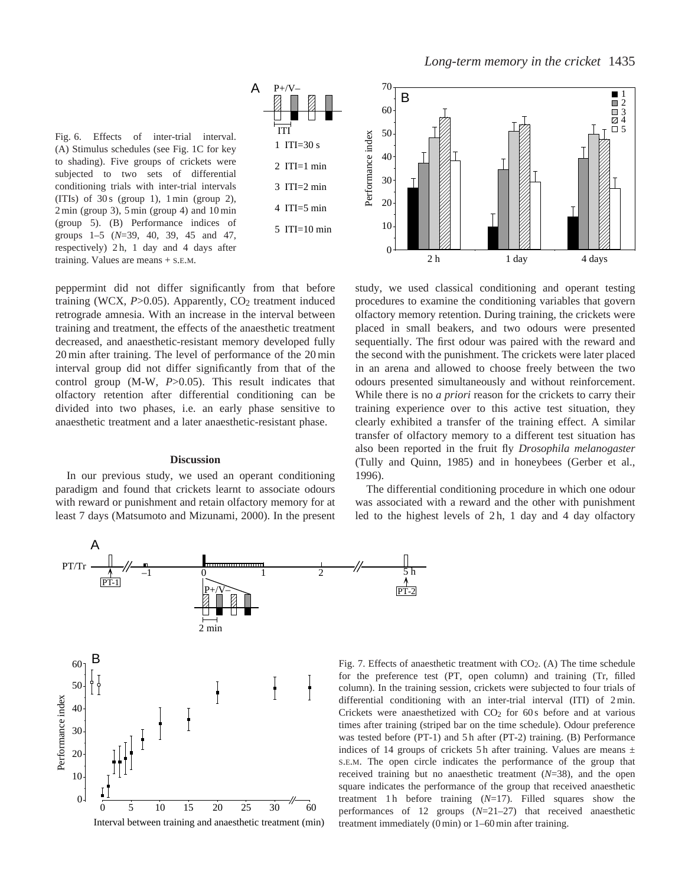Fig. 6. Effects of inter-trial interval. (A) Stimulus schedules (see Fig. 1C for key to shading). Five groups of crickets were subjected to two sets of differential conditioning trials with inter-trial intervals (ITIs) of 30 s (group 1), 1 min (group 2), 2 min (group 3), 5 min (group 4) and 10 min (group 5). (B) Performance indices of groups 1–5 ($N$=39, 40, 39, 45 and 47, respectively) 2 h, 1 day and 4 days after training. Values are means + S.E.M.

peppermint did not differ significantly from that before training (WCX, $P$>0.05). Apparently, $CO_2$ treatment induced retrograde amnesia. With an increase in the interval between training and treatment, the effects of the anaesthetic treatment decreased, and anaesthetic-resistant memory developed fully 20 min after training. The level of performance of the 20 min interval group did not differ significantly from that of the control group (M-W, $P$>0.05). This result indicates that olfactory retention after differential conditioning can be divided into two phases, i.e. an early phase sensitive to anaesthetic treatment and a later anaesthetic-resistant phase.

## Discussion

In our previous study, we used an operant conditioning paradigm and found that crickets learnt to associate odours with reward or punishment and retain olfactory memory for at least 7 days (Matsumoto and Mizunami, 2000). In the present study, we used classical conditioning and operant testing procedures to examine the conditioning variables that govern olfactory memory retention. During training, the crickets were placed in small beakers, and two odours were presented sequentially. The first odour was paired with the reward and the second with the punishment. The crickets were later placed in an arena and allowed to choose freely between the two odours presented simultaneously and without reinforcement. While there is no *a priori* reason for the crickets to carry their training experience over to this active test situation, they clearly exhibited a transfer of the training effect. A similar transfer of olfactory memory to a different test situation has also been reported in the fruit fly *Drosophila melanogaster* (Tully and Quinn, 1985) and in honeybees (Gerber et al., 1996).

The differential conditioning procedure in which one odour was associated with a reward and the other with punishment led to the highest levels of 2 h, 1 day and 4 day olfactory

Fig. 7. Effects of anaesthetic treatment with $CO_2$. (A) The time schedule for the preference test (PT, open column) and training (Tr, filled column). In the training session, crickets were subjected to four trials of differential conditioning with an inter-trial interval (ITI) of 2 min. Crickets were anaesthetized with $CO_2$ for 60 s before and at various times after training (striped bar on the time schedule). Odour preference was tested before (PT-1) and 5 h after (PT-2) training. (B) Performance indices of 14 groups of crickets 5 h after training. Values are means ± S.E.M. The open circle indicates the performance of the group that received training but no anaesthetic treatment ($N$=38), and the open square indicates the performance of the group that received anaesthetic treatment 1 h before training ($N$=17). Filled squares show the performances of 12 groups ($N$=21–27) that received anaesthetic treatment immediately (0 min) or 1–60 min after training.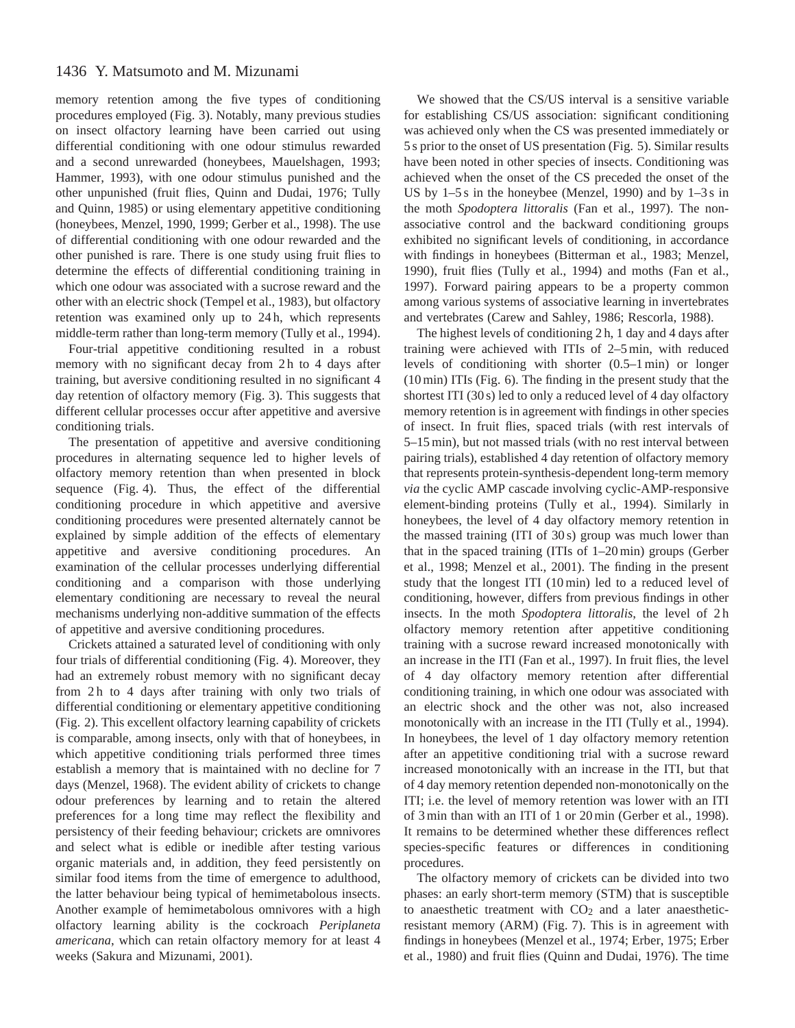memory retention among the five types of conditioning procedures employed (Fig. 3). Notably, many previous studies on insect olfactory learning have been carried out using differential conditioning with one odour stimulus rewarded and a second unrewarded (honeybees, Mauelshagen, 1993; Hammer, 1993), with one odour stimulus punished and the other unpunished (fruit flies, Quinn and Dudai, 1976; Tully and Quinn, 1985) or using elementary appetitive conditioning (honeybees, Menzel, 1990, 1999; Gerber et al., 1998). The use of differential conditioning with one odour rewarded and the other punished is rare. There is one study using fruit flies to determine the effects of differential conditioning training in which one odour was associated with a sucrose reward and the other with an electric shock (Tempel et al., 1983), but olfactory retention was examined only up to 24 h, which represents middle-term rather than long-term memory (Tully et al., 1994).

Four-trial appetitive conditioning resulted in a robust memory with no significant decay from 2 h to 4 days after training, but aversive conditioning resulted in no significant 4 day retention of olfactory memory (Fig. 3). This suggests that different cellular processes occur after appetitive and aversive conditioning trials.

The presentation of appetitive and aversive conditioning procedures in alternating sequence led to higher levels of olfactory memory retention than when presented in block sequence (Fig. 4). Thus, the effect of the differential conditioning procedure in which appetitive and aversive conditioning procedures were presented alternately cannot be explained by simple addition of the effects of elementary appetitive and aversive conditioning procedures. An examination of the cellular processes underlying differential conditioning and a comparison with those underlying elementary conditioning are necessary to reveal the neural mechanisms underlying non-additive summation of the effects of appetitive and aversive conditioning procedures.

Crickets attained a saturated level of conditioning with only four trials of differential conditioning (Fig. 4). Moreover, they had an extremely robust memory with no significant decay from 2 h to 4 days after training with only two trials of differential conditioning or elementary appetitive conditioning (Fig. 2). This excellent olfactory learning capability of crickets is comparable, among insects, only with that of honeybees, in which appetitive conditioning trials performed three times establish a memory that is maintained with no decline for 7 days (Menzel, 1968). The evident ability of crickets to change odour preferences by learning and to retain the altered preferences for a long time may reflect the flexibility and persistency of their feeding behaviour; crickets are omnivores and select what is edible or inedible after testing various organic materials and, in addition, they feed persistently on similar food items from the time of emergence to adulthood, the latter behaviour being typical of hemimetabolous insects. Another example of hemimetabolous omnivores with a high olfactory learning ability is the cockroach *Periplaneta americana*, which can retain olfactory memory for at least 4 weeks (Sakura and Mizunami, 2001).

We showed that the CS/US interval is a sensitive variable for establishing CS/US association: significant conditioning was achieved only when the CS was presented immediately or 5 s prior to the onset of US presentation (Fig. 5). Similar results have been noted in other species of insects. Conditioning was achieved when the onset of the CS preceded the onset of the US by 1–5 s in the honeybee (Menzel, 1990) and by 1–3 s in the moth *Spodoptera littoralis* (Fan et al., 1997). The non-associative control and the backward conditioning groups exhibited no significant levels of conditioning, in accordance with findings in honeybees (Bitterman et al., 1983; Menzel, 1990), fruit flies (Tully et al., 1994) and moths (Fan et al., 1997). Forward pairing appears to be a property common among various systems of associative learning in invertebrates and vertebrates (Carew and Sahley, 1986; Rescorla, 1988).

The highest levels of conditioning 2 h, 1 day and 4 days after training were achieved with ITIs of 2–5 min, with reduced levels of conditioning with shorter (0.5–1 min) or longer (10 min) ITIs (Fig. 6). The finding in the present study that the shortest ITI (30 s) led to only a reduced level of 4 day olfactory memory retention is in agreement with findings in other species of insect. In fruit flies, spaced trials (with rest intervals of 5–15 min), but not massed trials (with no rest interval between pairing trials), established 4 day retention of olfactory memory that represents protein-synthesis-dependent long-term memory *via* the cyclic AMP cascade involving cyclic-AMP-responsive element-binding proteins (Tully et al., 1994). Similarly in honeybees, the level of 4 day olfactory memory retention in the massed training (ITI of 30 s) group was much lower than that in the spaced training (ITIs of 1–20 min) groups (Gerber et al., 1998; Menzel et al., 2001). The finding in the present study that the longest ITI (10 min) led to a reduced level of conditioning, however, differs from previous findings in other insects. In the moth *Spodoptera littoralis,* the level of 2 h olfactory memory retention after appetitive conditioning training with a sucrose reward increased monotonically with an increase in the ITI (Fan et al., 1997). In fruit flies, the level of 4 day olfactory memory retention after differential conditioning training, in which one odour was associated with an electric shock and the other was not, also increased monotonically with an increase in the ITI (Tully et al., 1994). In honeybees, the level of 1 day olfactory memory retention after an appetitive conditioning trial with a sucrose reward increased monotonically with an increase in the ITI, but that of 4 day memory retention depended non-monotonically on the ITI; i.e. the level of memory retention was lower with an ITI of 3 min than with an ITI of 1 or 20 min (Gerber et al., 1998). It remains to be determined whether these differences reflect species-specific features or differences in conditioning procedures.

The olfactory memory of crickets can be divided into two phases: an early short-term memory (STM) that is susceptible to anaesthetic treatment with $CO_2$ and a later anaesthetic-resistant memory (ARM) (Fig. 7). This is in agreement with findings in honeybees (Menzel et al., 1974; Erber, 1975; Erber et al., 1980) and fruit flies (Quinn and Dudai, 1976). The time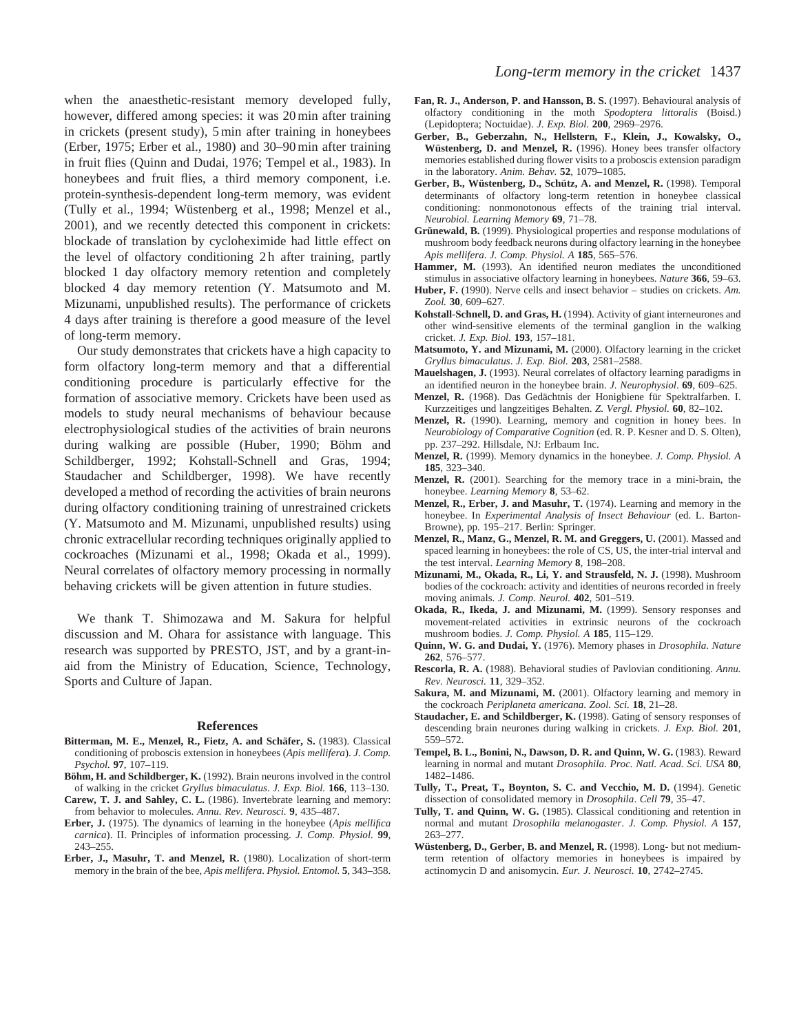when the anaesthetic-resistant memory developed fully, however, differed among species: it was 20 min after training in crickets (present study), 5 min after training in honeybees (Erber, 1975; Erber et al., 1980) and 30–90 min after training in fruit flies (Quinn and Dudai, 1976; Tempel et al., 1983). In honeybees and fruit flies, a third memory component, i.e. protein-synthesis-dependent long-term memory, was evident (Tully et al., 1994; Wüstenberg et al., 1998; Menzel et al., 2001), and we recently detected this component in crickets: blockade of translation by cycloheximide had little effect on the level of olfactory conditioning 2 h after training, partly blocked 1 day olfactory memory retention and completely blocked 4 day memory retention (Y. Matsumoto and M. Mizunami, unpublished results). The performance of crickets 4 days after training is therefore a good measure of the level of long-term memory.

Our study demonstrates that crickets have a high capacity to form olfactory long-term memory and that a differential conditioning procedure is particularly effective for the formation of associative memory. Crickets have been used as models to study neural mechanisms of behaviour because electrophysiological studies of the activities of brain neurons during walking are possible (Huber, 1990; Böhm and Schildberger, 1992; Kohstall-Schnell and Gras, 1994; Staudacher and Schildberger, 1998). We have recently developed a method of recording the activities of brain neurons during olfactory conditioning training of unrestrained crickets (Y. Matsumoto and M. Mizunami, unpublished results) using chronic extracellular recording techniques originally applied to cockroaches (Mizunami et al., 1998; Okada et al., 1999). Neural correlates of olfactory memory processing in normally behaving crickets will be given attention in future studies.

We thank T. Shimozawa and M. Sakura for helpful discussion and M. Ohara for assistance with language. This research was supported by PRESTO, JST, and by a grant-in-aid from the Ministry of Education, Science, Technology, Sports and Culture of Japan.

## References

**Bitterman, M. E., Menzel, R., Fietz, A. and Schäfer, S.** (1983). Classical conditioning of proboscis extension in honeybees (*Apis mellifera*). *J. Comp. Psychol.* **97**, 107–119.

**Böhm, H. and Schildberger, K.** (1992). Brain neurons involved in the control of walking in the cricket *Gryllus bimaculatus*. *J. Exp. Biol.* **166**, 113–130.

**Carew, T. J. and Sahley, C. L.** (1986). Invertebrate learning and memory: from behavior to molecules. *Annu. Rev. Neurosci.* **9**, 435–487.

**Erber, J.** (1975). The dynamics of learning in the honeybee (*Apis mellifica carnica*). II. Principles of information processing. *J. Comp. Physiol.* **99**, 243–255.

**Erber, J., Masuhr, T. and Menzel, R.** (1980). Localization of short-term memory in the brain of the bee, *Apis mellifera*. *Physiol. Entomol.* **5**, 343–358.

**Fan, R. J., Anderson, P. and Hansson, B. S.** (1997). Behavioural analysis of olfactory conditioning in the moth *Spodoptera littoralis* (Boisd.) (Lepidoptera; Noctuidae). *J. Exp. Biol.* **200**, 2969–2976.

**Gerber, B., Geberzahn, N., Hellstern, F., Klein, J., Kowalsky, O., Wüstenberg, D. and Menzel, R.** (1996). Honey bees transfer olfactory memories established during flower visits to a proboscis extension paradigm in the laboratory. *Anim. Behav.* **52**, 1079–1085.

**Gerber, B., Wüstenberg, D., Schütz, A. and Menzel, R.** (1998). Temporal determinants of olfactory long-term retention in honeybee classical conditioning: nonmonotonous effects of the training trial interval. *Neurobiol. Learning Memory* **69**, 71–78.

**Grünewald, B.** (1999). Physiological properties and response modulations of mushroom body feedback neurons during olfactory learning in the honeybee *Apis mellifera*. *J. Comp. Physiol. A* **185**, 565–576.

**Hammer, M.** (1993). An identified neuron mediates the unconditioned stimulus in associative olfactory learning in honeybees. *Nature* **366**, 59–63.

**Huber, F.** (1990). Nerve cells and insect behavior – studies on crickets. *Am. Zool.* **30**, 609–627.

**Kohstall-Schnell, D. and Gras, H.** (1994). Activity of giant interneurones and other wind-sensitive elements of the terminal ganglion in the walking cricket. *J. Exp. Biol.* **193**, 157–181.

**Matsumoto, Y. and Mizunami, M.** (2000). Olfactory learning in the cricket *Gryllus bimaculatus*. *J. Exp. Biol.* **203**, 2581–2588.

**Mauelshagen, J.** (1993). Neural correlates of olfactory learning paradigms in an identified neuron in the honeybee brain. *J. Neurophysiol.* **69**, 609–625.

**Menzel, R.** (1968). Das Gedächtnis der Honigbiene für Spektralfarben. I. Kurzzeitiges und langzeitiges Behalten. *Z. Vergl. Physiol.* **60**, 82–102.

**Menzel, R.** (1990). Learning, memory and cognition in honey bees. In *Neurobiology of Comparative Cognition* (ed. R. P. Kesner and D. S. Olten), pp. 237–292. Hillsdale, NJ: Erlbaum Inc.

**Menzel, R.** (1999). Memory dynamics in the honeybee. *J. Comp. Physiol. A* **185**, 323–340.

**Menzel, R.** (2001). Searching for the memory trace in a mini-brain, the honeybee. *Learning Memory* **8**, 53–62.

**Menzel, R., Erber, J. and Masuhr, T.** (1974). Learning and memory in the honeybee. In *Experimental Analysis of Insect Behaviour* (ed. L. Barton-Browne), pp. 195–217. Berlin: Springer.

**Menzel, R., Manz, G., Menzel, R. M. and Greggers, U.** (2001). Massed and spaced learning in honeybees: the role of CS, US, the inter-trial interval and the test interval. *Learning Memory* **8**, 198–208.

**Mizunami, M., Okada, R., Li, Y. and Strausfeld, N. J.** (1998). Mushroom bodies of the cockroach: activity and identities of neurons recorded in freely moving animals. *J. Comp. Neurol.* **402**, 501–519.

**Okada, R., Ikeda, J. and Mizunami, M.** (1999). Sensory responses and movement-related activities in extrinsic neurons of the cockroach mushroom bodies. *J. Comp. Physiol. A* **185**, 115–129.

**Quinn, W. G. and Dudai, Y.** (1976). Memory phases in *Drosophila*. *Nature* **262**, 576–577.

**Rescorla, R. A.** (1988). Behavioral studies of Pavlovian conditioning. *Annu. Rev. Neurosci.* **11**, 329–352.

**Sakura, M. and Mizunami, M.** (2001). Olfactory learning and memory in the cockroach *Periplaneta americana*. *Zool. Sci.* **18**, 21–28.

**Staudacher, E. and Schildberger, K.** (1998). Gating of sensory responses of descending brain neurones during walking in crickets. *J. Exp. Biol.* **201**, 559–572.

**Tempel, B. L., Bonini, N., Dawson, D. R. and Quinn, W. G.** (1983). Reward learning in normal and mutant *Drosophila*. *Proc. Natl. Acad. Sci. USA* **80**, 1482–1486.

**Tully, T., Preat, T., Boynton, S. C. and Vecchio, M. D.** (1994). Genetic dissection of consolidated memory in *Drosophila*. *Cell* **79**, 35–47.

**Tully, T. and Quinn, W. G.** (1985). Classical conditioning and retention in normal and mutant *Drosophila melanogaster*. *J. Comp. Physiol. A* **157**, 263–277.

**Wüstenberg, D., Gerber, B. and Menzel, R.** (1998). Long- but not medium-term retention of olfactory memories in honeybees is impaired by actinomycin D and anisomycin. *Eur. J. Neurosci.* **10**, 2742–2745.